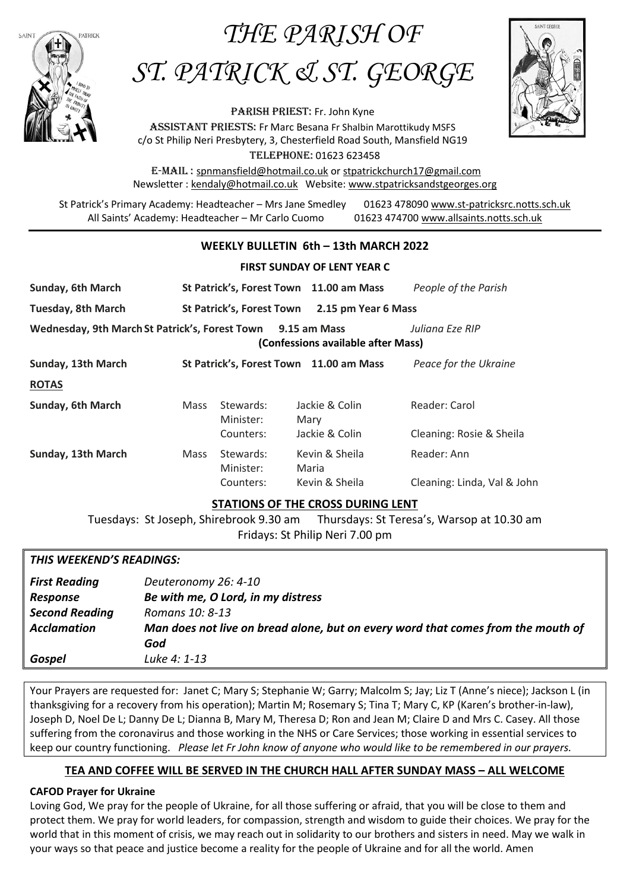# *THE PARISH OF ST. PATRICK & ST. GEORGE*

PARISH PRIEST: Fr. John Kyne

ASSISTANT PRIESTS: Fr Marc Besana Fr Shalbin Marottikudy MSFS

c/o St Philip Neri Presbytery, 3, Chesterfield Road South, Mansfield NG19

TELEPHONE: 01623 623458

E-MAIL : spnmansfield@hotmail.co.uk or stpatrickchurch17@gmail.com

Newsletter : kendaly@hotmail.co.uk Website: www.stpatricksandstgeorges.org

St Patrick's Primary Academy: Headteacher – Mrs Jane Smedley 01623 478090 www.st-patricksrc.notts.sch.uk

All Saints' Academy: Headteacher – Mr Carlo Cuomo 01623 474700 www.allsaints.notts.sch.uk

## WEEKLY BULLETIN 6th – 13th MARCH 2022

### FIRST SUNDAY OF LENT YEAR C

| | | | |
|---|---|---|---|
| **Sunday, 6th March** | **St Patrick's, Forest Town** | **11.00 am Mass** | *People of the Parish* |
| **Tuesday, 8th March** | **St Patrick's, Forest Town** | **2.15 pm Year 6 Mass** | |
| **Wednesday, 9th March** | **St Patrick's, Forest Town** | **9.15 am Mass (Confessions available after Mass)** | *Juliana Eze RIP* |
| **Sunday, 13th March** | **St Patrick's, Forest Town** | **11.00 am Mass** | *Peace for the Ukraine* |

**ROTAS**

| | | | | |
|---|---|---|---|---|
| **Sunday, 6th March** | Mass | Stewards: | Jackie & Colin | Reader: Carol |
| | | Minister: | Mary | |
| | | Counters: | Jackie & Colin | Cleaning: Rosie & Sheila |
| **Sunday, 13th March** | Mass | Stewards: | Kevin & Sheila | Reader: Ann |
| | | Minister: | Maria | |
| | | Counters: | Kevin & Sheila | Cleaning: Linda, Val & John |

### STATIONS OF THE CROSS DURING LENT

Tuesdays: St Joseph, Shirebrook 9.30 am Thursdays: St Teresa's, Warsop at 10.30 am

Fridays: St Philip Neri 7.00 pm

***THIS WEEKEND'S READINGS:***

| | |
|---|---|
| ***First Reading*** | *Deuteronomy 26: 4-10* |
| ***Response*** | ***Be with me, O Lord, in my distress*** |
| ***Second Reading*** | *Romans 10: 8-13* |
| ***Acclamation*** | ***Man does not live on bread alone, but on every word that comes from the mouth of God*** |
| ***Gospel*** | *Luke 4: 1-13* |

Your Prayers are requested for: Janet C; Mary S; Stephanie W; Garry; Malcolm S; Jay; Liz T (Anne's niece); Jackson L (in thanksgiving for a recovery from his operation); Martin M; Rosemary S; Tina T; Mary C, KP (Karen's brother-in-law), Joseph D, Noel De L; Danny De L; Dianna B, Mary M, Theresa D; Ron and Jean M; Claire D and Mrs C. Casey. All those suffering from the coronavirus and those working in the NHS or Care Services; those working in essential services to keep our country functioning. *Please let Fr John know of anyone who would like to be remembered in our prayers.*

**TEA AND COFFEE WILL BE SERVED IN THE CHURCH HALL AFTER SUNDAY MASS – ALL WELCOME**

**CAFOD Prayer for Ukraine**

Loving God, We pray for the people of Ukraine, for all those suffering or afraid, that you will be close to them and protect them. We pray for world leaders, for compassion, strength and wisdom to guide their choices. We pray for the world that in this moment of crisis, we may reach out in solidarity to our brothers and sisters in need. May we walk in your ways so that peace and justice become a reality for the people of Ukraine and for all the world. Amen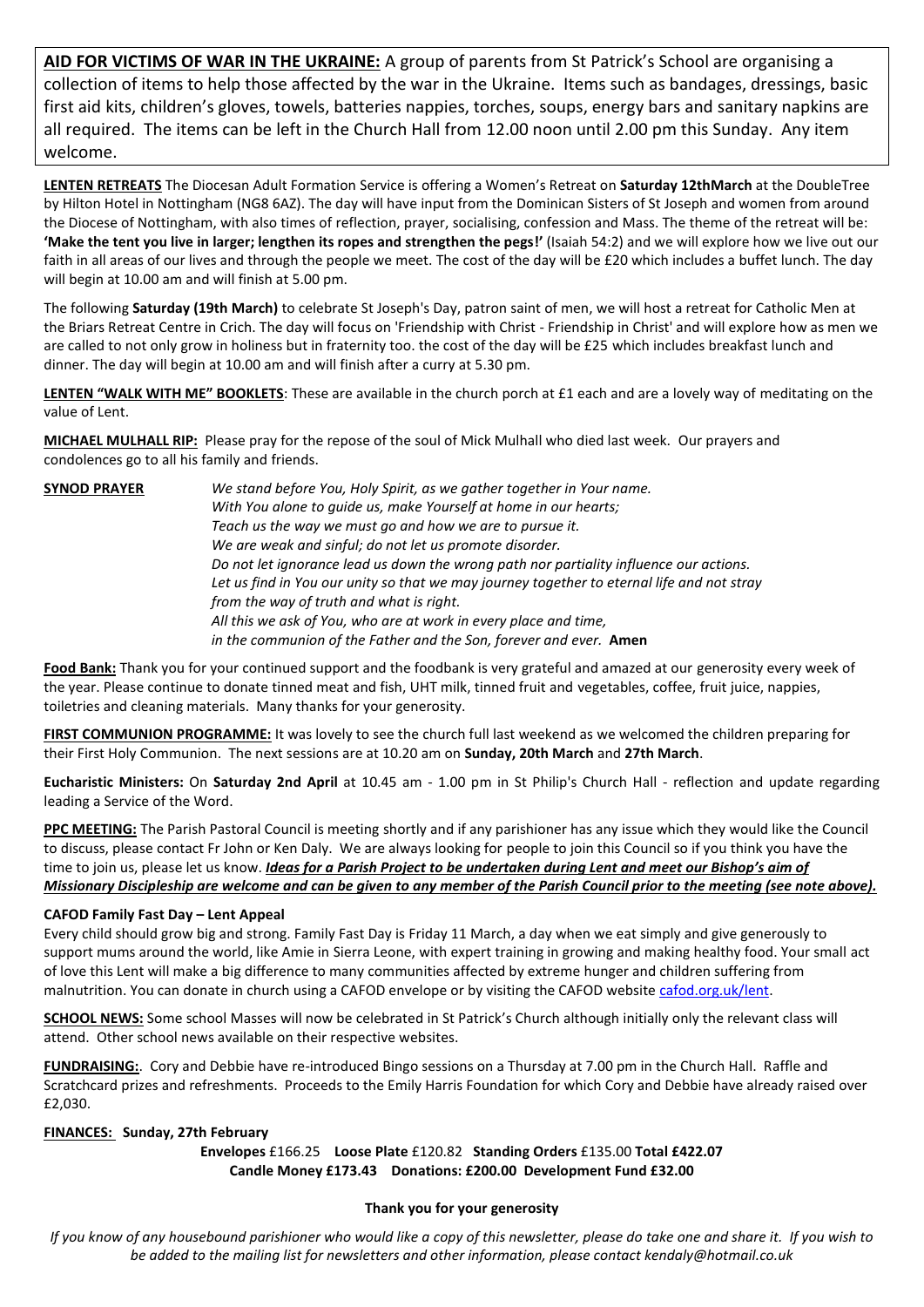**AID FOR VICTIMS OF WAR IN THE UKRAINE:** A group of parents from St Patrick's School are organising a collection of items to help those affected by the war in the Ukraine. Items such as bandages, dressings, basic first aid kits, children's gloves, towels, batteries nappies, torches, soups, energy bars and sanitary napkins are all required. The items can be left in the Church Hall from 12.00 noon until 2.00 pm this Sunday. Any item welcome.

**LENTEN RETREATS** The Diocesan Adult Formation Service is offering a Women's Retreat on **Saturday 12thMarch** at the DoubleTree by Hilton Hotel in Nottingham (NG8 6AZ). The day will have input from the Dominican Sisters of St Joseph and women from around the Diocese of Nottingham, with also times of reflection, prayer, socialising, confession and Mass. The theme of the retreat will be: **'Make the tent you live in larger; lengthen its ropes and strengthen the pegs!'** (Isaiah 54:2) and we will explore how we live out our faith in all areas of our lives and through the people we meet. The cost of the day will be £20 which includes a buffet lunch. The day will begin at 10.00 am and will finish at 5.00 pm.

The following **Saturday (19th March)** to celebrate St Joseph's Day, patron saint of men, we will host a retreat for Catholic Men at the Briars Retreat Centre in Crich. The day will focus on 'Friendship with Christ - Friendship in Christ' and will explore how as men we are called to not only grow in holiness but in fraternity too. the cost of the day will be £25 which includes breakfast lunch and dinner. The day will begin at 10.00 am and will finish after a curry at 5.30 pm.

**LENTEN "WALK WITH ME" BOOKLETS**: These are available in the church porch at £1 each and are a lovely way of meditating on the value of Lent.

**MICHAEL MULHALL RIP:** Please pray for the repose of the soul of Mick Mulhall who died last week. Our prayers and condolences go to all his family and friends.

**SYNOD PRAYER**

*We stand before You, Holy Spirit, as we gather together in Your name.*
*With You alone to guide us, make Yourself at home in our hearts;*
*Teach us the way we must go and how we are to pursue it.*
*We are weak and sinful; do not let us promote disorder.*
*Do not let ignorance lead us down the wrong path nor partiality influence our actions.*
*Let us find in You our unity so that we may journey together to eternal life and not stray from the way of truth and what is right.*
*All this we ask of You, who are at work in every place and time,*
*in the communion of the Father and the Son, forever and ever.* **Amen**

**Food Bank:** Thank you for your continued support and the foodbank is very grateful and amazed at our generosity every week of the year. Please continue to donate tinned meat and fish, UHT milk, tinned fruit and vegetables, coffee, fruit juice, nappies, toiletries and cleaning materials. Many thanks for your generosity.

**FIRST COMMUNION PROGRAMME:** It was lovely to see the church full last weekend as we welcomed the children preparing for their First Holy Communion. The next sessions are at 10.20 am on **Sunday, 20th March** and **27th March**.

**Eucharistic Ministers:** On **Saturday 2nd April** at 10.45 am - 1.00 pm in St Philip's Church Hall - reflection and update regarding leading a Service of the Word.

**PPC MEETING:** The Parish Pastoral Council is meeting shortly and if any parishioner has any issue which they would like the Council to discuss, please contact Fr John or Ken Daly. We are always looking for people to join this Council so if you think you have the time to join us, please let us know. ***Ideas for a Parish Project to be undertaken during Lent and meet our Bishop's aim of Missionary Discipleship are welcome and can be given to any member of the Parish Council prior to the meeting (see note above).***

**CAFOD Family Fast Day – Lent Appeal**

Every child should grow big and strong. Family Fast Day is Friday 11 March, a day when we eat simply and give generously to support mums around the world, like Amie in Sierra Leone, with expert training in growing and making healthy food. Your small act of love this Lent will make a big difference to many communities affected by extreme hunger and children suffering from malnutrition. You can donate in church using a CAFOD envelope or by visiting the CAFOD website cafod.org.uk/lent.

**SCHOOL NEWS:** Some school Masses will now be celebrated in St Patrick's Church although initially only the relevant class will attend. Other school news available on their respective websites.

**FUNDRAISING:**. Cory and Debbie have re-introduced Bingo sessions on a Thursday at 7.00 pm in the Church Hall. Raffle and Scratchcard prizes and refreshments. Proceeds to the Emily Harris Foundation for which Cory and Debbie have already raised over £2,030.

**FINANCES: Sunday, 27th February**

**Envelopes** £166.25 **Loose Plate** £120.82 **Standing Orders** £135.00 **Total £422.07**
**Candle Money £173.43 Donations: £200.00 Development Fund £32.00**

**Thank you for your generosity**

*If you know of any housebound parishioner who would like a copy of this newsletter, please do take one and share it. If you wish to be added to the mailing list for newsletters and other information, please contact kendaly@hotmail.co.uk*